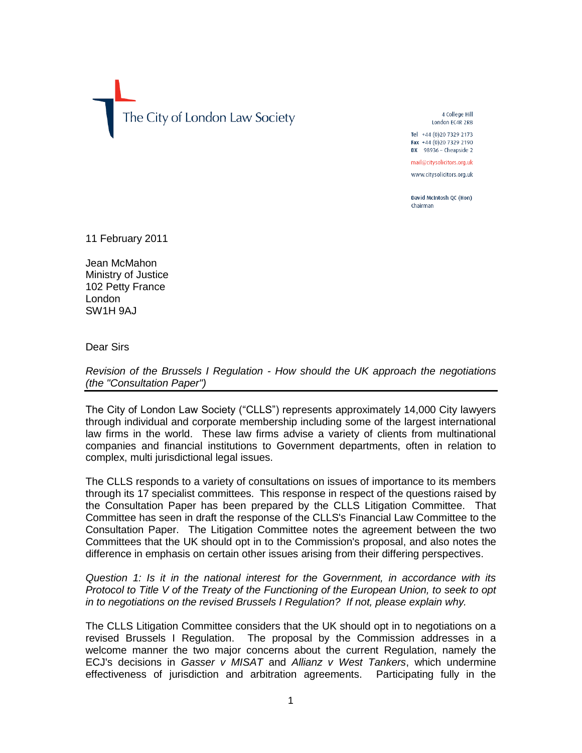The City of London Law Society

4 College Hill
London EC4R 2RB

Tel +44 (0)20 7329 2173
Fax +44 (0)20 7329 2190
DX 98936 – Cheapside 2

mail@citysolicitors.org.uk

www.citysolicitors.org.uk

David McIntosh QC (Hon)
Chairman

11 February 2011

Jean McMahon
Ministry of Justice
102 Petty France
London
SW1H 9AJ

Dear Sirs

*Revision of the Brussels I Regulation - How should the UK approach the negotiations (the "Consultation Paper")*

The City of London Law Society ("CLLS") represents approximately 14,000 City lawyers through individual and corporate membership including some of the largest international law firms in the world. These law firms advise a variety of clients from multinational companies and financial institutions to Government departments, often in relation to complex, multi jurisdictional legal issues.

The CLLS responds to a variety of consultations on issues of importance to its members through its 17 specialist committees. This response in respect of the questions raised by the Consultation Paper has been prepared by the CLLS Litigation Committee. That Committee has seen in draft the response of the CLLS's Financial Law Committee to the Consultation Paper. The Litigation Committee notes the agreement between the two Committees that the UK should opt in to the Commission's proposal, and also notes the difference in emphasis on certain other issues arising from their differing perspectives.

*Question 1: Is it in the national interest for the Government, in accordance with its Protocol to Title V of the Treaty of the Functioning of the European Union, to seek to opt in to negotiations on the revised Brussels I Regulation? If not, please explain why.*

The CLLS Litigation Committee considers that the UK should opt in to negotiations on a revised Brussels I Regulation. The proposal by the Commission addresses in a welcome manner the two major concerns about the current Regulation, namely the ECJ's decisions in *Gasser v MISAT* and *Allianz v West Tankers*, which undermine effectiveness of jurisdiction and arbitration agreements. Participating fully in the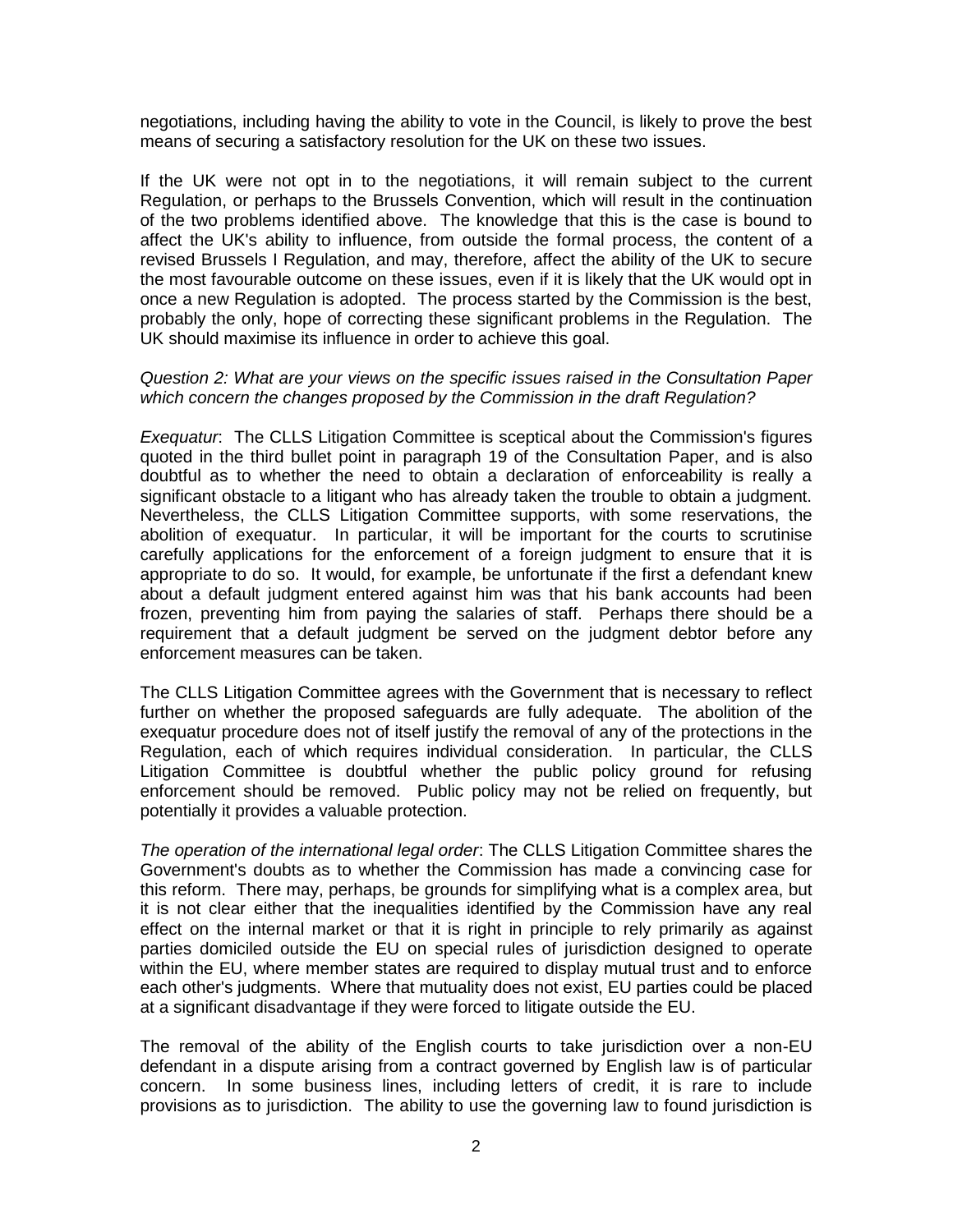negotiations, including having the ability to vote in the Council, is likely to prove the best means of securing a satisfactory resolution for the UK on these two issues.

If the UK were not opt in to the negotiations, it will remain subject to the current Regulation, or perhaps to the Brussels Convention, which will result in the continuation of the two problems identified above. The knowledge that this is the case is bound to affect the UK's ability to influence, from outside the formal process, the content of a revised Brussels I Regulation, and may, therefore, affect the ability of the UK to secure the most favourable outcome on these issues, even if it is likely that the UK would opt in once a new Regulation is adopted. The process started by the Commission is the best, probably the only, hope of correcting these significant problems in the Regulation. The UK should maximise its influence in order to achieve this goal.

*Question 2: What are your views on the specific issues raised in the Consultation Paper which concern the changes proposed by the Commission in the draft Regulation?*

*Exequatur*: The CLLS Litigation Committee is sceptical about the Commission's figures quoted in the third bullet point in paragraph 19 of the Consultation Paper, and is also doubtful as to whether the need to obtain a declaration of enforceability is really a significant obstacle to a litigant who has already taken the trouble to obtain a judgment. Nevertheless, the CLLS Litigation Committee supports, with some reservations, the abolition of exequatur. In particular, it will be important for the courts to scrutinise carefully applications for the enforcement of a foreign judgment to ensure that it is appropriate to do so. It would, for example, be unfortunate if the first a defendant knew about a default judgment entered against him was that his bank accounts had been frozen, preventing him from paying the salaries of staff. Perhaps there should be a requirement that a default judgment be served on the judgment debtor before any enforcement measures can be taken.

The CLLS Litigation Committee agrees with the Government that is necessary to reflect further on whether the proposed safeguards are fully adequate. The abolition of the exequatur procedure does not of itself justify the removal of any of the protections in the Regulation, each of which requires individual consideration. In particular, the CLLS Litigation Committee is doubtful whether the public policy ground for refusing enforcement should be removed. Public policy may not be relied on frequently, but potentially it provides a valuable protection.

*The operation of the international legal order*: The CLLS Litigation Committee shares the Government's doubts as to whether the Commission has made a convincing case for this reform. There may, perhaps, be grounds for simplifying what is a complex area, but it is not clear either that the inequalities identified by the Commission have any real effect on the internal market or that it is right in principle to rely primarily as against parties domiciled outside the EU on special rules of jurisdiction designed to operate within the EU, where member states are required to display mutual trust and to enforce each other's judgments. Where that mutuality does not exist, EU parties could be placed at a significant disadvantage if they were forced to litigate outside the EU.

The removal of the ability of the English courts to take jurisdiction over a non-EU defendant in a dispute arising from a contract governed by English law is of particular concern. In some business lines, including letters of credit, it is rare to include provisions as to jurisdiction. The ability to use the governing law to found jurisdiction is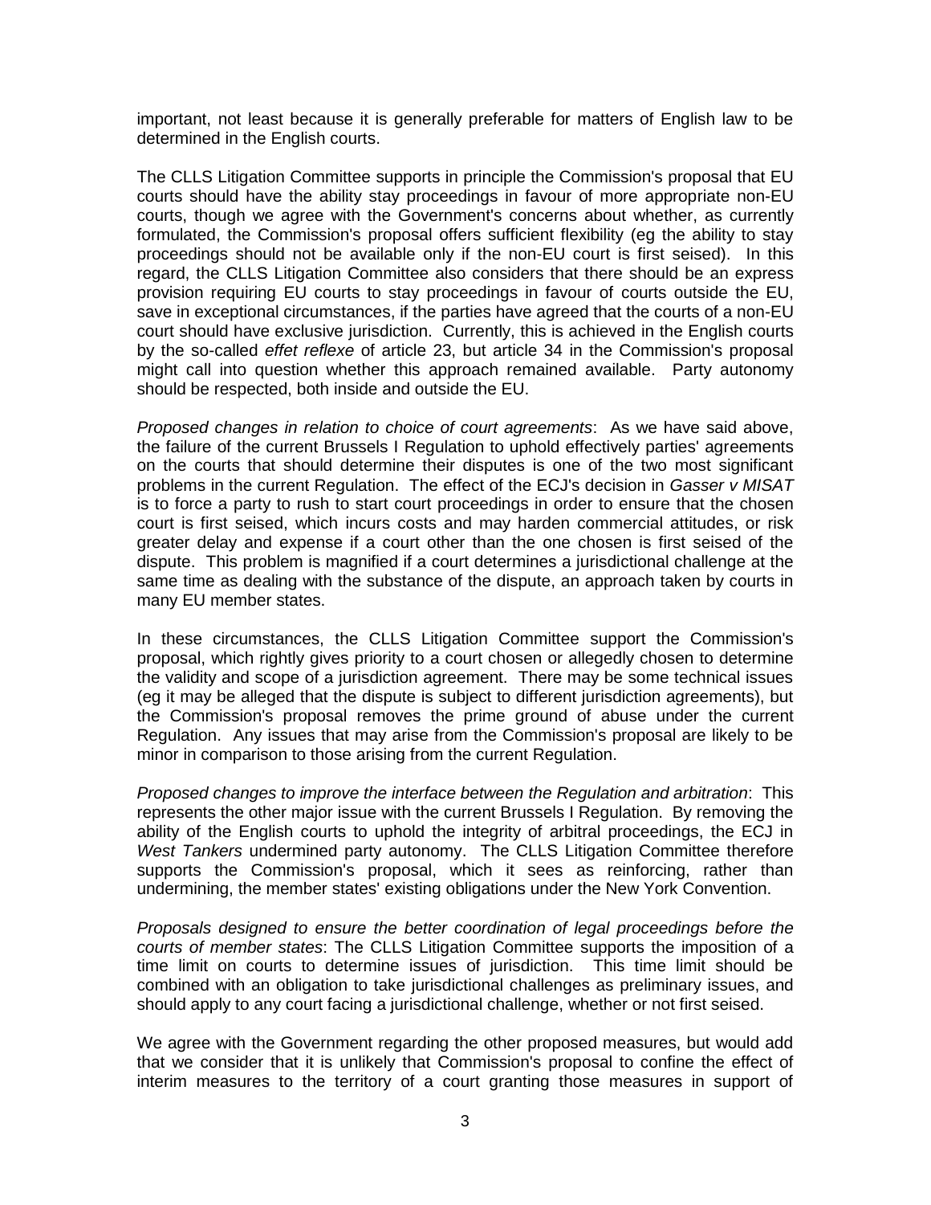important, not least because it is generally preferable for matters of English law to be determined in the English courts.

The CLLS Litigation Committee supports in principle the Commission's proposal that EU courts should have the ability stay proceedings in favour of more appropriate non-EU courts, though we agree with the Government's concerns about whether, as currently formulated, the Commission's proposal offers sufficient flexibility (eg the ability to stay proceedings should not be available only if the non-EU court is first seised). In this regard, the CLLS Litigation Committee also considers that there should be an express provision requiring EU courts to stay proceedings in favour of courts outside the EU, save in exceptional circumstances, if the parties have agreed that the courts of a non-EU court should have exclusive jurisdiction. Currently, this is achieved in the English courts by the so-called *effet reflexe* of article 23, but article 34 in the Commission's proposal might call into question whether this approach remained available. Party autonomy should be respected, both inside and outside the EU.

*Proposed changes in relation to choice of court agreements*: As we have said above, the failure of the current Brussels I Regulation to uphold effectively parties' agreements on the courts that should determine their disputes is one of the two most significant problems in the current Regulation. The effect of the ECJ's decision in *Gasser v MISAT* is to force a party to rush to start court proceedings in order to ensure that the chosen court is first seised, which incurs costs and may harden commercial attitudes, or risk greater delay and expense if a court other than the one chosen is first seised of the dispute. This problem is magnified if a court determines a jurisdictional challenge at the same time as dealing with the substance of the dispute, an approach taken by courts in many EU member states.

In these circumstances, the CLLS Litigation Committee support the Commission's proposal, which rightly gives priority to a court chosen or allegedly chosen to determine the validity and scope of a jurisdiction agreement. There may be some technical issues (eg it may be alleged that the dispute is subject to different jurisdiction agreements), but the Commission's proposal removes the prime ground of abuse under the current Regulation. Any issues that may arise from the Commission's proposal are likely to be minor in comparison to those arising from the current Regulation.

*Proposed changes to improve the interface between the Regulation and arbitration*: This represents the other major issue with the current Brussels I Regulation. By removing the ability of the English courts to uphold the integrity of arbitral proceedings, the ECJ in *West Tankers* undermined party autonomy. The CLLS Litigation Committee therefore supports the Commission's proposal, which it sees as reinforcing, rather than undermining, the member states' existing obligations under the New York Convention.

*Proposals designed to ensure the better coordination of legal proceedings before the courts of member states*: The CLLS Litigation Committee supports the imposition of a time limit on courts to determine issues of jurisdiction. This time limit should be combined with an obligation to take jurisdictional challenges as preliminary issues, and should apply to any court facing a jurisdictional challenge, whether or not first seised.

We agree with the Government regarding the other proposed measures, but would add that we consider that it is unlikely that Commission's proposal to confine the effect of interim measures to the territory of a court granting those measures in support of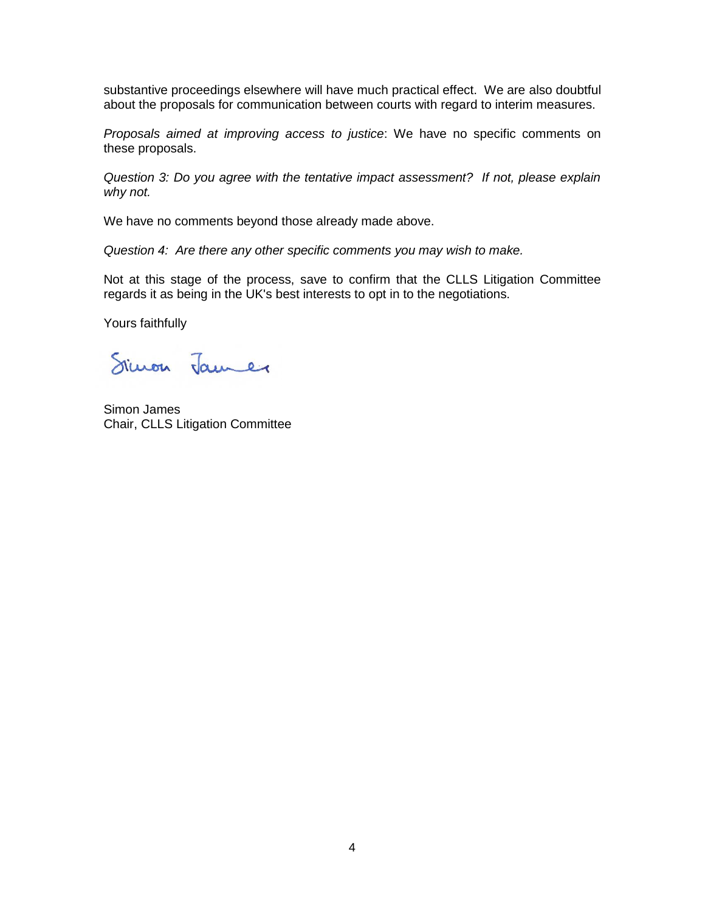substantive proceedings elsewhere will have much practical effect. We are also doubtful about the proposals for communication between courts with regard to interim measures.

*Proposals aimed at improving access to justice*: We have no specific comments on these proposals.

*Question 3: Do you agree with the tentative impact assessment? If not, please explain why not.*

We have no comments beyond those already made above.

*Question 4: Are there any other specific comments you may wish to make.*

Not at this stage of the process, save to confirm that the CLLS Litigation Committee regards it as being in the UK's best interests to opt in to the negotiations.

Yours faithfully

Simon James

Simon James
Chair, CLLS Litigation Committee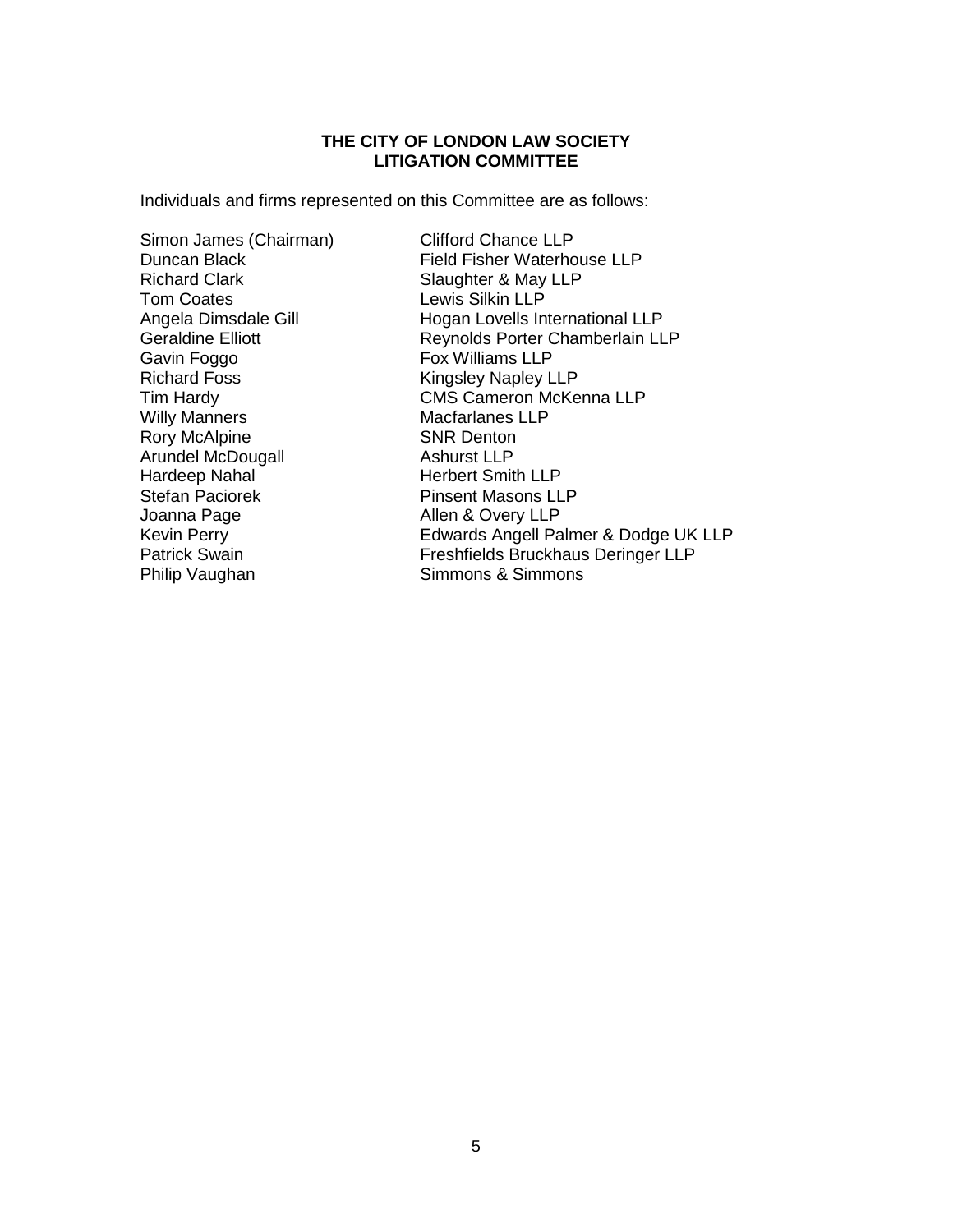**THE CITY OF LONDON LAW SOCIETY**
**LITIGATION COMMITTEE**

Individuals and firms represented on this Committee are as follows:

| | |
|---|---|
| Simon James (Chairman) | Clifford Chance LLP |
| Duncan Black | Field Fisher Waterhouse LLP |
| Richard Clark | Slaughter & May LLP |
| Tom Coates | Lewis Silkin LLP |
| Angela Dimsdale Gill | Hogan Lovells International LLP |
| Geraldine Elliott | Reynolds Porter Chamberlain LLP |
| Gavin Foggo | Fox Williams LLP |
| Richard Foss | Kingsley Napley LLP |
| Tim Hardy | CMS Cameron McKenna LLP |
| Willy Manners | Macfarlanes LLP |
| Rory McAlpine | SNR Denton |
| Arundel McDougall | Ashurst LLP |
| Hardeep Nahal | Herbert Smith LLP |
| Stefan Paciorek | Pinsent Masons LLP |
| Joanna Page | Allen & Overy LLP |
| Kevin Perry | Edwards Angell Palmer & Dodge UK LLP |
| Patrick Swain | Freshfields Bruckhaus Deringer LLP |
| Philip Vaughan | Simmons & Simmons |